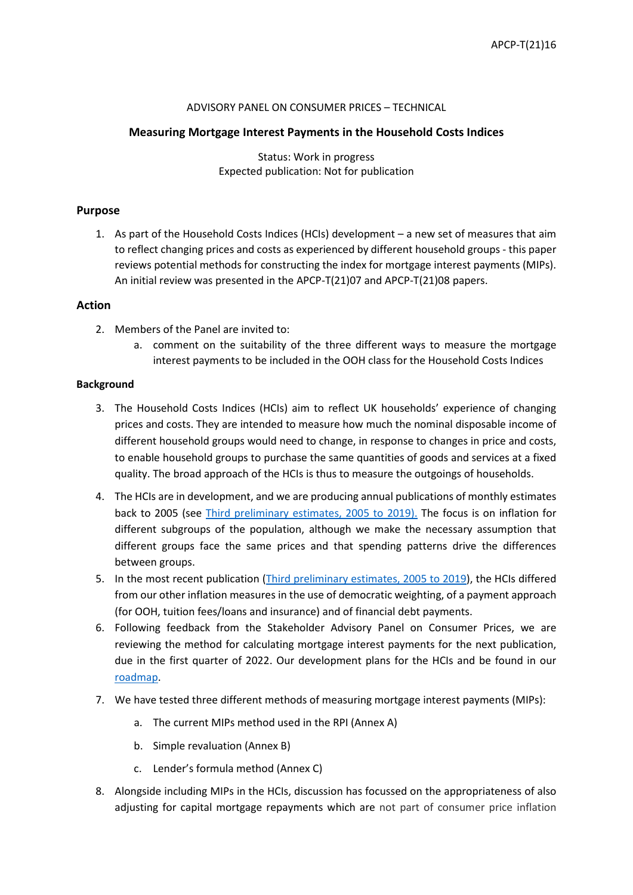APCP-T(21)16

ADVISORY PANEL ON CONSUMER PRICES – TECHNICAL

# Measuring Mortgage Interest Payments in the Household Costs Indices

Status: Work in progress
Expected publication: Not for publication

## Purpose

1. As part of the Household Costs Indices (HCIs) development – a new set of measures that aim to reflect changing prices and costs as experienced by different household groups - this paper reviews potential methods for constructing the index for mortgage interest payments (MIPs). An initial review was presented in the APCP-T(21)07 and APCP-T(21)08 papers.

## Action

2. Members of the Panel are invited to:
   a. comment on the suitability of the three different ways to measure the mortgage interest payments to be included in the OOH class for the Household Costs Indices

## Background

3. The Household Costs Indices (HCIs) aim to reflect UK households' experience of changing prices and costs. They are intended to measure how much the nominal disposable income of different household groups would need to change, in response to changes in price and costs, to enable household groups to purchase the same quantities of goods and services at a fixed quality. The broad approach of the HCIs is thus to measure the outgoings of households.

4. The HCIs are in development, and we are producing annual publications of monthly estimates back to 2005 (see Third preliminary estimates, 2005 to 2019). The focus is on inflation for different subgroups of the population, although we make the necessary assumption that different groups face the same prices and that spending patterns drive the differences between groups.

5. In the most recent publication (Third preliminary estimates, 2005 to 2019), the HCIs differed from our other inflation measures in the use of democratic weighting, of a payment approach (for OOH, tuition fees/loans and insurance) and of financial debt payments.

6. Following feedback from the Stakeholder Advisory Panel on Consumer Prices, we are reviewing the method for calculating mortgage interest payments for the next publication, due in the first quarter of 2022. Our development plans for the HCIs and be found in our roadmap.

7. We have tested three different methods of measuring mortgage interest payments (MIPs):

   a. The current MIPs method used in the RPI (Annex A)

   b. Simple revaluation (Annex B)

   c. Lender's formula method (Annex C)

8. Alongside including MIPs in the HCIs, discussion has focussed on the appropriateness of also adjusting for capital mortgage repayments which are not part of consumer price inflation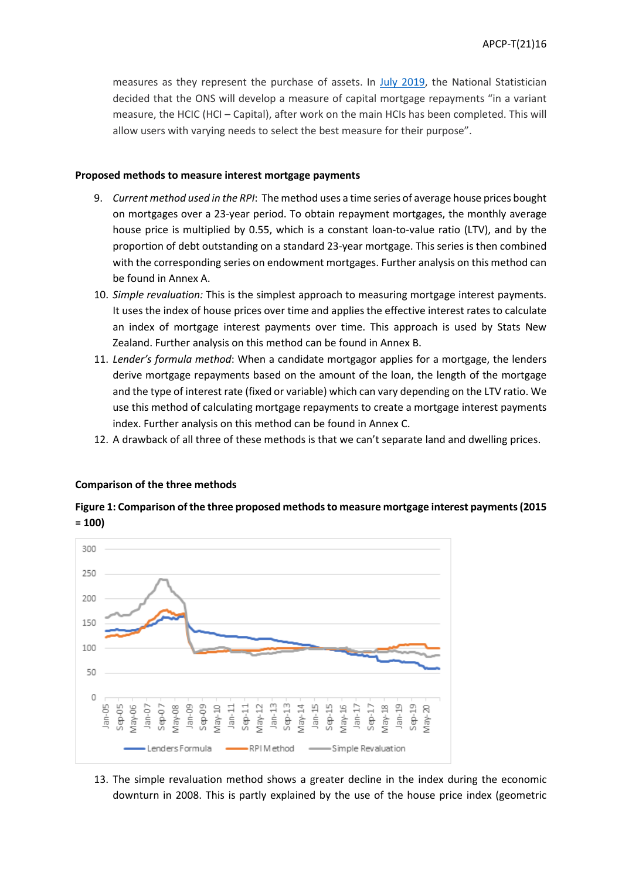measures as they represent the purchase of assets. In [July 2019](), the National Statistician decided that the ONS will develop a measure of capital mortgage repayments "in a variant measure, the HCIC (HCI – Capital), after work on the main HCIs has been completed. This will allow users with varying needs to select the best measure for their purpose".

**Proposed methods to measure interest mortgage payments**

9. *Current method used in the RPI*: The method uses a time series of average house prices bought on mortgages over a 23-year period. To obtain repayment mortgages, the monthly average house price is multiplied by 0.55, which is a constant loan-to-value ratio (LTV), and by the proportion of debt outstanding on a standard 23-year mortgage. This series is then combined with the corresponding series on endowment mortgages. Further analysis on this method can be found in Annex A.
10. *Simple revaluation:* This is the simplest approach to measuring mortgage interest payments. It uses the index of house prices over time and applies the effective interest rates to calculate an index of mortgage interest payments over time. This approach is used by Stats New Zealand. Further analysis on this method can be found in Annex B.
11. *Lender's formula method*: When a candidate mortgagor applies for a mortgage, the lenders derive mortgage repayments based on the amount of the loan, the length of the mortgage and the type of interest rate (fixed or variable) which can vary depending on the LTV ratio. We use this method of calculating mortgage repayments to create a mortgage interest payments index. Further analysis on this method can be found in Annex C.
12. A drawback of all three of these methods is that we can't separate land and dwelling prices.

**Comparison of the three methods**

**Figure 1: Comparison of the three proposed methods to measure mortgage interest payments (2015 = 100)**

13. The simple revaluation method shows a greater decline in the index during the economic downturn in 2008. This is partly explained by the use of the house price index (geometric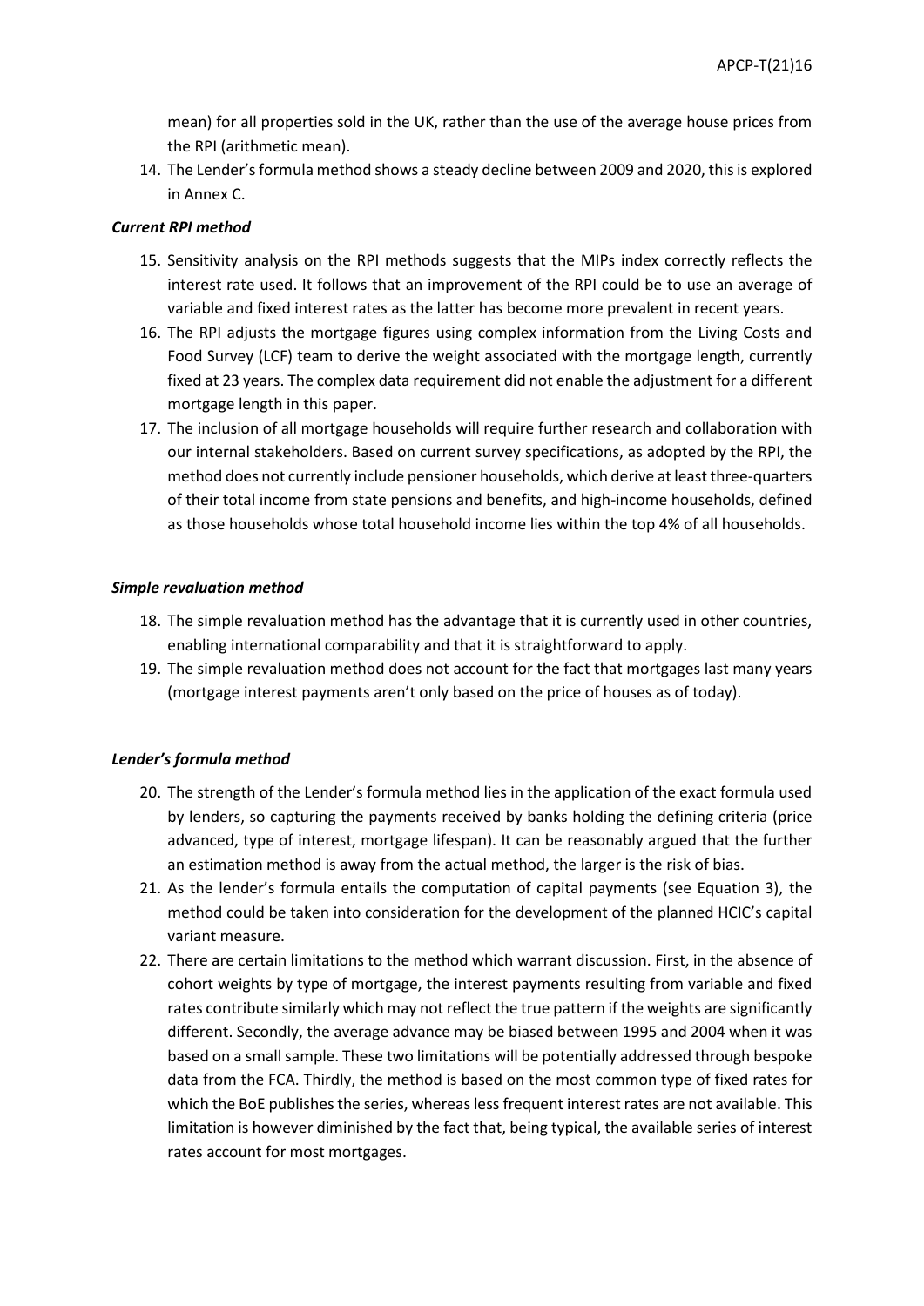mean) for all properties sold in the UK, rather than the use of the average house prices from the RPI (arithmetic mean).

14. The Lender's formula method shows a steady decline between 2009 and 2020, this is explored in Annex C.

***Current RPI method***

15. Sensitivity analysis on the RPI methods suggests that the MIPs index correctly reflects the interest rate used. It follows that an improvement of the RPI could be to use an average of variable and fixed interest rates as the latter has become more prevalent in recent years.
16. The RPI adjusts the mortgage figures using complex information from the Living Costs and Food Survey (LCF) team to derive the weight associated with the mortgage length, currently fixed at 23 years. The complex data requirement did not enable the adjustment for a different mortgage length in this paper.
17. The inclusion of all mortgage households will require further research and collaboration with our internal stakeholders. Based on current survey specifications, as adopted by the RPI, the method does not currently include pensioner households, which derive at least three-quarters of their total income from state pensions and benefits, and high-income households, defined as those households whose total household income lies within the top 4% of all households.

***Simple revaluation method***

18. The simple revaluation method has the advantage that it is currently used in other countries, enabling international comparability and that it is straightforward to apply.
19. The simple revaluation method does not account for the fact that mortgages last many years (mortgage interest payments aren't only based on the price of houses as of today).

***Lender's formula method***

20. The strength of the Lender's formula method lies in the application of the exact formula used by lenders, so capturing the payments received by banks holding the defining criteria (price advanced, type of interest, mortgage lifespan). It can be reasonably argued that the further an estimation method is away from the actual method, the larger is the risk of bias.
21. As the lender's formula entails the computation of capital payments (see Equation 3), the method could be taken into consideration for the development of the planned HCIC's capital variant measure.
22. There are certain limitations to the method which warrant discussion. First, in the absence of cohort weights by type of mortgage, the interest payments resulting from variable and fixed rates contribute similarly which may not reflect the true pattern if the weights are significantly different. Secondly, the average advance may be biased between 1995 and 2004 when it was based on a small sample. These two limitations will be potentially addressed through bespoke data from the FCA. Thirdly, the method is based on the most common type of fixed rates for which the BoE publishes the series, whereas less frequent interest rates are not available. This limitation is however diminished by the fact that, being typical, the available series of interest rates account for most mortgages.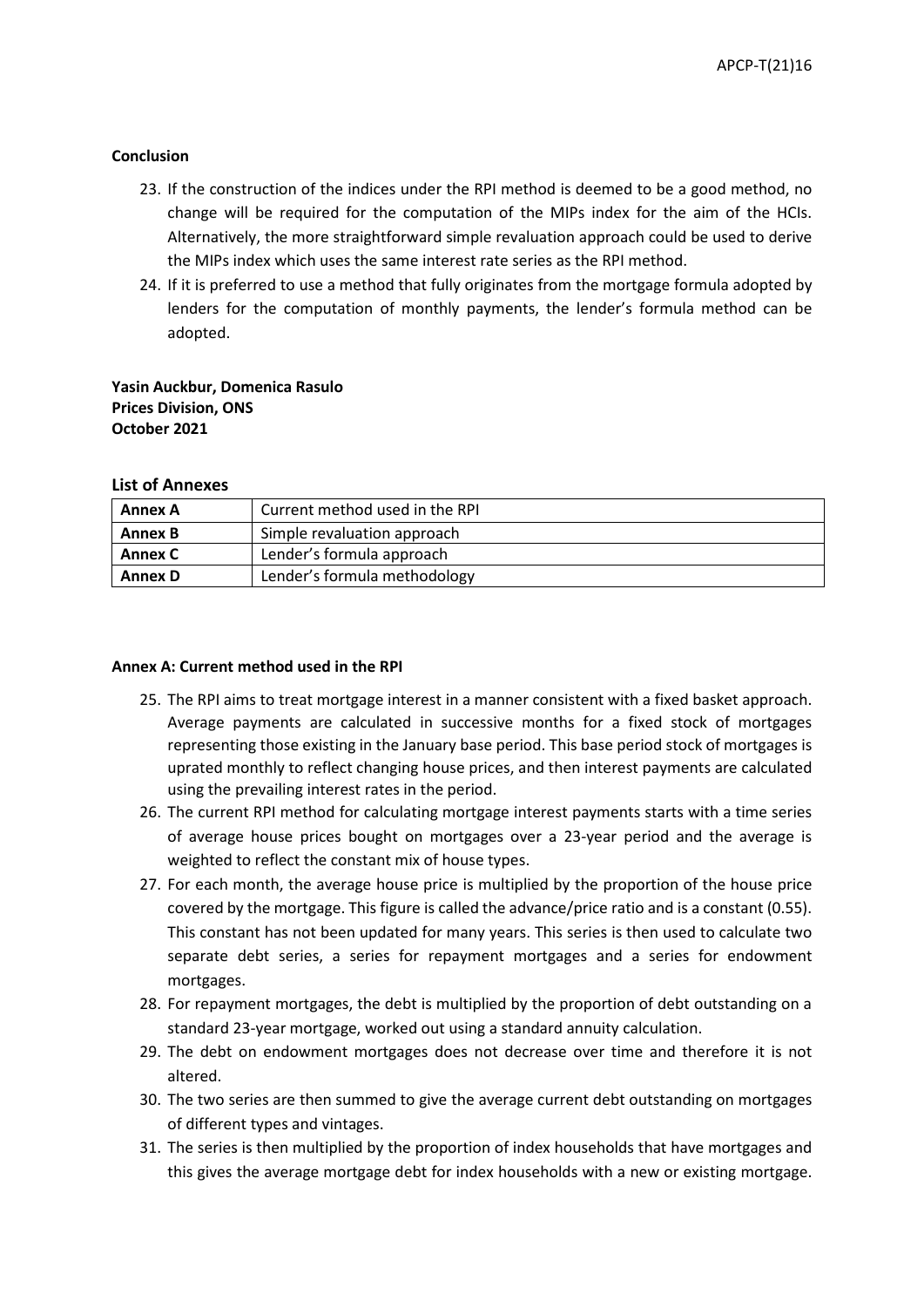**Conclusion**

23. If the construction of the indices under the RPI method is deemed to be a good method, no change will be required for the computation of the MIPs index for the aim of the HCIs. Alternatively, the more straightforward simple revaluation approach could be used to derive the MIPs index which uses the same interest rate series as the RPI method.
24. If it is preferred to use a method that fully originates from the mortgage formula adopted by lenders for the computation of monthly payments, the lender's formula method can be adopted.

**Yasin Auckbur, Domenica Rasulo**
**Prices Division, ONS**
**October 2021**

## List of Annexes

| Annex A | Current method used in the RPI |
|---|---|
| **Annex B** | Simple revaluation approach |
| **Annex C** | Lender's formula approach |
| **Annex D** | Lender's formula methodology |

**Annex A: Current method used in the RPI**

25. The RPI aims to treat mortgage interest in a manner consistent with a fixed basket approach. Average payments are calculated in successive months for a fixed stock of mortgages representing those existing in the January base period. This base period stock of mortgages is uprated monthly to reflect changing house prices, and then interest payments are calculated using the prevailing interest rates in the period.
26. The current RPI method for calculating mortgage interest payments starts with a time series of average house prices bought on mortgages over a 23-year period and the average is weighted to reflect the constant mix of house types.
27. For each month, the average house price is multiplied by the proportion of the house price covered by the mortgage. This figure is called the advance/price ratio and is a constant (0.55). This constant has not been updated for many years. This series is then used to calculate two separate debt series, a series for repayment mortgages and a series for endowment mortgages.
28. For repayment mortgages, the debt is multiplied by the proportion of debt outstanding on a standard 23-year mortgage, worked out using a standard annuity calculation.
29. The debt on endowment mortgages does not decrease over time and therefore it is not altered.
30. The two series are then summed to give the average current debt outstanding on mortgages of different types and vintages.
31. The series is then multiplied by the proportion of index households that have mortgages and this gives the average mortgage debt for index households with a new or existing mortgage.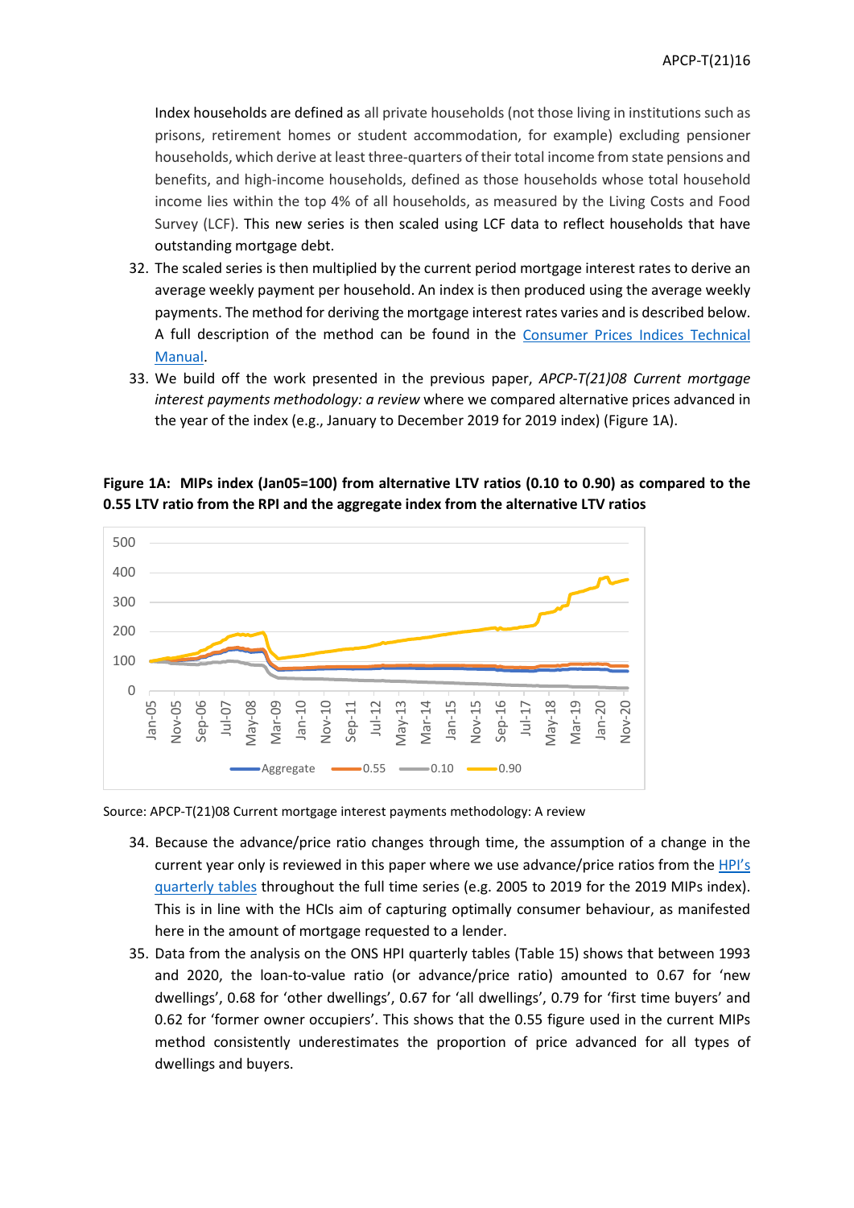Index households are defined as all private households (not those living in institutions such as prisons, retirement homes or student accommodation, for example) excluding pensioner households, which derive at least three-quarters of their total income from state pensions and benefits, and high-income households, defined as those households whose total household income lies within the top 4% of all households, as measured by the Living Costs and Food Survey (LCF). This new series is then scaled using LCF data to reflect households that have outstanding mortgage debt.

32. The scaled series is then multiplied by the current period mortgage interest rates to derive an average weekly payment per household. An index is then produced using the average weekly payments. The method for deriving the mortgage interest rates varies and is described below. A full description of the method can be found in the Consumer Prices Indices Technical Manual.
33. We build off the work presented in the previous paper, *APCP-T(21)08 Current mortgage interest payments methodology: a review* where we compared alternative prices advanced in the year of the index (e.g., January to December 2019 for 2019 index) (Figure 1A).

**Figure 1A: MIPs index (Jan05=100) from alternative LTV ratios (0.10 to 0.90) as compared to the 0.55 LTV ratio from the RPI and the aggregate index from the alternative LTV ratios**

Source: APCP-T(21)08 Current mortgage interest payments methodology: A review

34. Because the advance/price ratio changes through time, the assumption of a change in the current year only is reviewed in this paper where we use advance/price ratios from the HPI's quarterly tables throughout the full time series (e.g. 2005 to 2019 for the 2019 MIPs index). This is in line with the HCIs aim of capturing optimally consumer behaviour, as manifested here in the amount of mortgage requested to a lender.
35. Data from the analysis on the ONS HPI quarterly tables (Table 15) shows that between 1993 and 2020, the loan-to-value ratio (or advance/price ratio) amounted to 0.67 for 'new dwellings', 0.68 for 'other dwellings', 0.67 for 'all dwellings', 0.79 for 'first time buyers' and 0.62 for 'former owner occupiers'. This shows that the 0.55 figure used in the current MIPs method consistently underestimates the proportion of price advanced for all types of dwellings and buyers.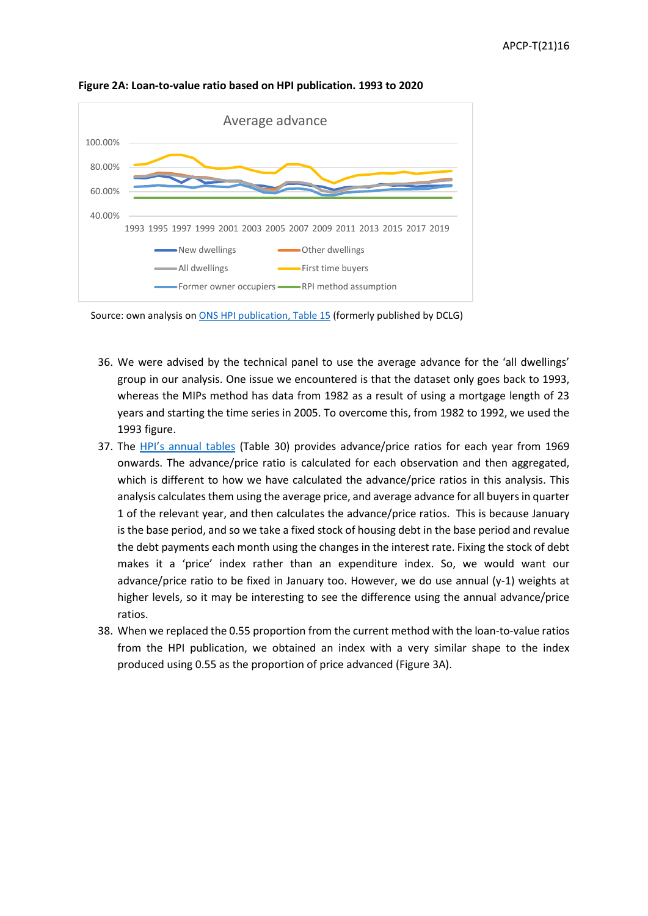**Figure 2A: Loan-to-value ratio based on HPI publication. 1993 to 2020**

Source: own analysis on [ONS HPI publication, Table 15](#) (formerly published by DCLG)

36. We were advised by the technical panel to use the average advance for the 'all dwellings' group in our analysis. One issue we encountered is that the dataset only goes back to 1993, whereas the MIPs method has data from 1982 as a result of using a mortgage length of 23 years and starting the time series in 2005. To overcome this, from 1982 to 1992, we used the 1993 figure.
37. The [HPI's annual tables](#) (Table 30) provides advance/price ratios for each year from 1969 onwards. The advance/price ratio is calculated for each observation and then aggregated, which is different to how we have calculated the advance/price ratios in this analysis. This analysis calculates them using the average price, and average advance for all buyers in quarter 1 of the relevant year, and then calculates the advance/price ratios. This is because January is the base period, and so we take a fixed stock of housing debt in the base period and revalue the debt payments each month using the changes in the interest rate. Fixing the stock of debt makes it a 'price' index rather than an expenditure index. So, we would want our advance/price ratio to be fixed in January too. However, we do use annual (y-1) weights at higher levels, so it may be interesting to see the difference using the annual advance/price ratios.
38. When we replaced the 0.55 proportion from the current method with the loan-to-value ratios from the HPI publication, we obtained an index with a very similar shape to the index produced using 0.55 as the proportion of price advanced (Figure 3A).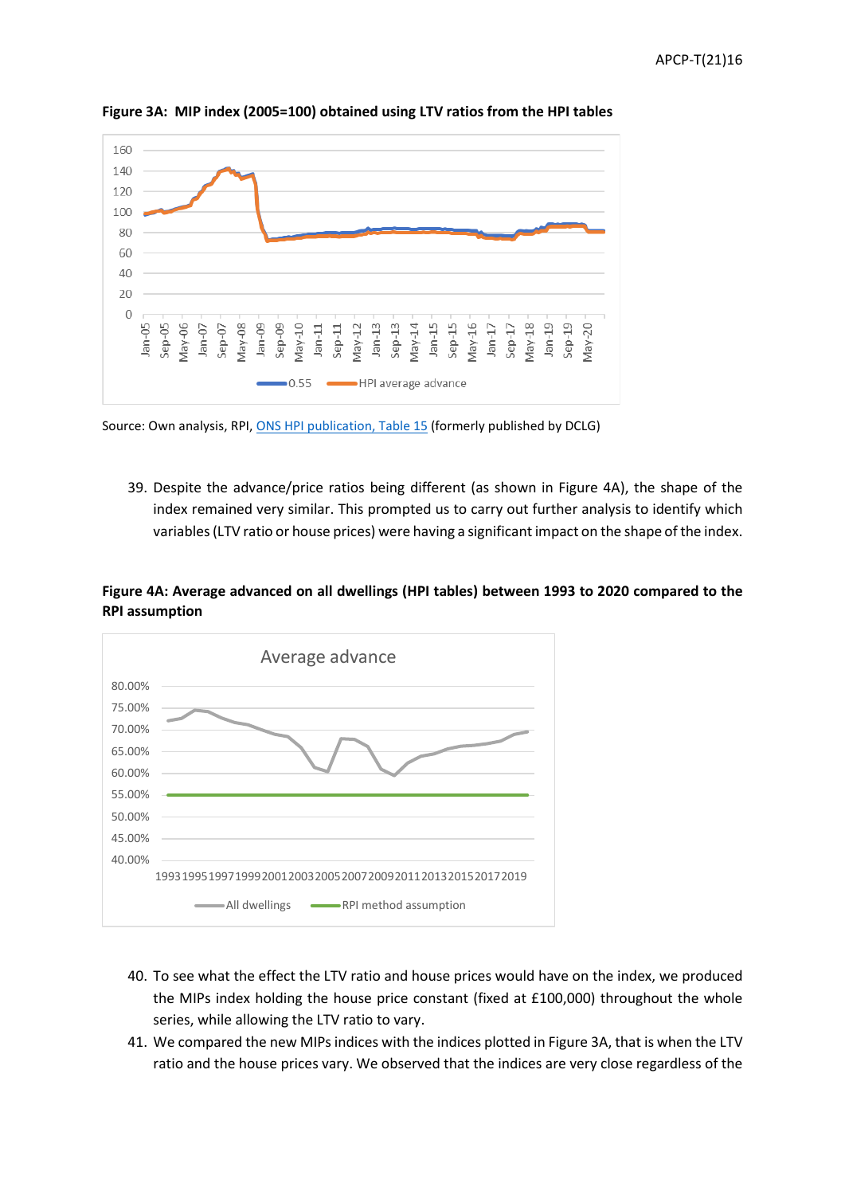**Figure 3A: MIP index (2005=100) obtained using LTV ratios from the HPI tables**

Source: Own analysis, RPI, ONS HPI publication, Table 15 (formerly published by DCLG)

39. Despite the advance/price ratios being different (as shown in Figure 4A), the shape of the index remained very similar. This prompted us to carry out further analysis to identify which variables (LTV ratio or house prices) were having a significant impact on the shape of the index.

**Figure 4A: Average advanced on all dwellings (HPI tables) between 1993 to 2020 compared to the RPI assumption**

40. To see what the effect the LTV ratio and house prices would have on the index, we produced the MIPs index holding the house price constant (fixed at £100,000) throughout the whole series, while allowing the LTV ratio to vary.
41. We compared the new MIPs indices with the indices plotted in Figure 3A, that is when the LTV ratio and the house prices vary. We observed that the indices are very close regardless of the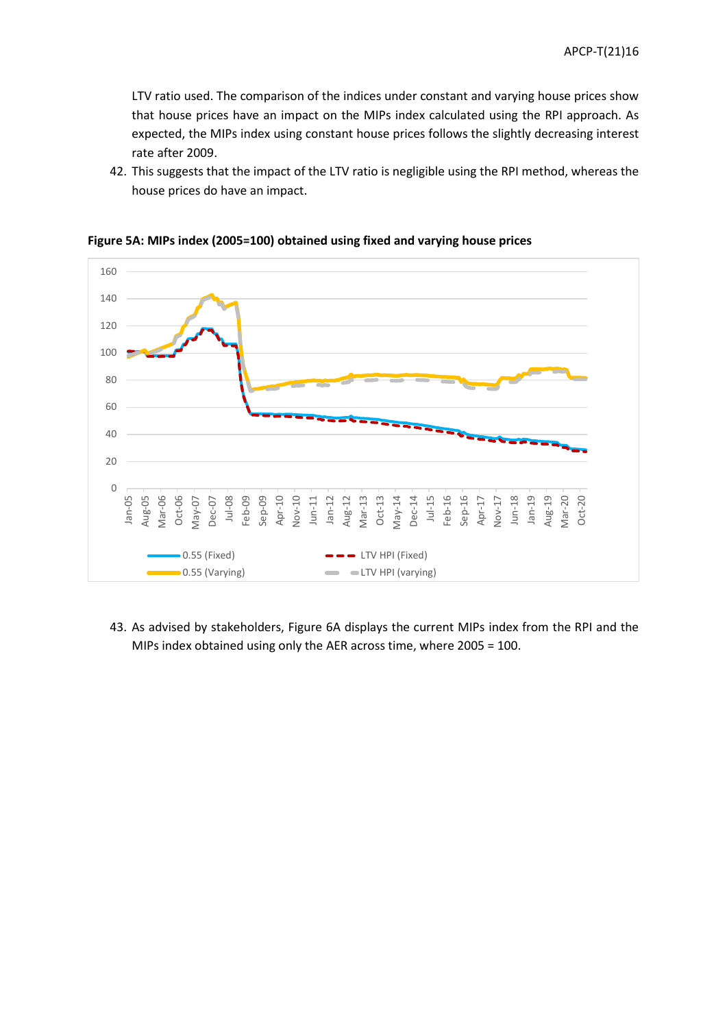LTV ratio used. The comparison of the indices under constant and varying house prices show that house prices have an impact on the MIPs index calculated using the RPI approach. As expected, the MIPs index using constant house prices follows the slightly decreasing interest rate after 2009.

42. This suggests that the impact of the LTV ratio is negligible using the RPI method, whereas the house prices do have an impact.

**Figure 5A: MIPs index (2005=100) obtained using fixed and varying house prices**

43. As advised by stakeholders, Figure 6A displays the current MIPs index from the RPI and the MIPs index obtained using only the AER across time, where 2005 = 100.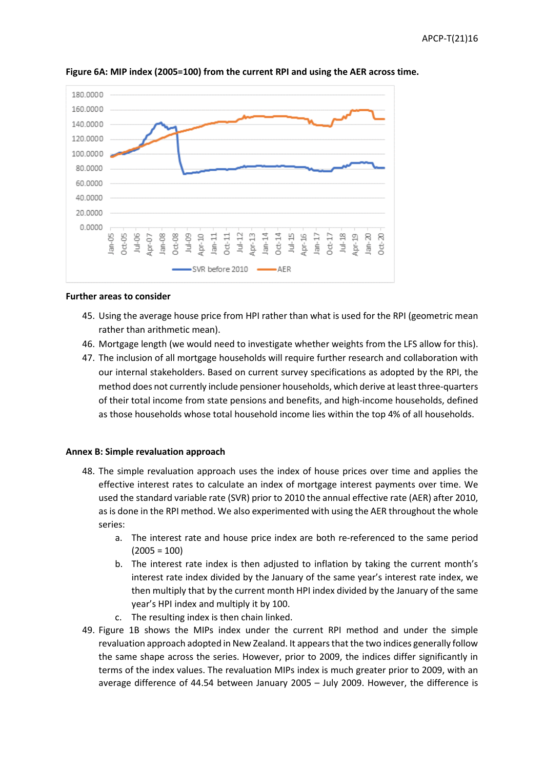**Figure 6A: MIP index (2005=100) from the current RPI and using the AER across time.**

**Further areas to consider**

45. Using the average house price from HPI rather than what is used for the RPI (geometric mean rather than arithmetic mean).
46. Mortgage length (we would need to investigate whether weights from the LFS allow for this).
47. The inclusion of all mortgage households will require further research and collaboration with our internal stakeholders. Based on current survey specifications as adopted by the RPI, the method does not currently include pensioner households, which derive at least three-quarters of their total income from state pensions and benefits, and high-income households, defined as those households whose total household income lies within the top 4% of all households.

**Annex B: Simple revaluation approach**

48. The simple revaluation approach uses the index of house prices over time and applies the effective interest rates to calculate an index of mortgage interest payments over time. We used the standard variable rate (SVR) prior to 2010 the annual effective rate (AER) after 2010, as is done in the RPI method. We also experimented with using the AER throughout the whole series:
    a. The interest rate and house price index are both re-referenced to the same period (2005 = 100)
    b. The interest rate index is then adjusted to inflation by taking the current month's interest rate index divided by the January of the same year's interest rate index, we then multiply that by the current month HPI index divided by the January of the same year's HPI index and multiply it by 100.
    c. The resulting index is then chain linked.
49. Figure 1B shows the MIPs index under the current RPI method and under the simple revaluation approach adopted in New Zealand. It appears that the two indices generally follow the same shape across the series. However, prior to 2009, the indices differ significantly in terms of the index values. The revaluation MIPs index is much greater prior to 2009, with an average difference of 44.54 between January 2005 – July 2009. However, the difference is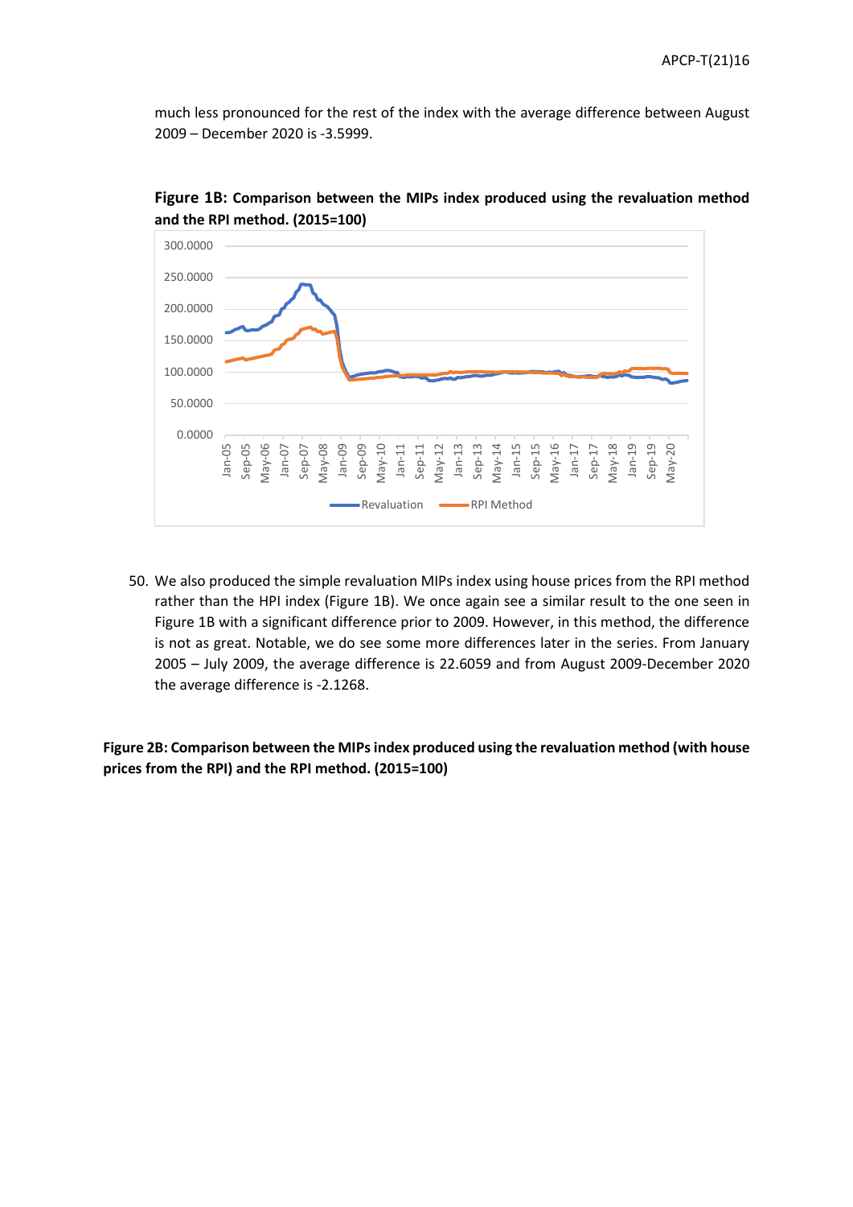much less pronounced for the rest of the index with the average difference between August 2009 – December 2020 is -3.5999.

**Figure 1B: Comparison between the MIPs index produced using the revaluation method and the RPI method. (2015=100)**

50. We also produced the simple revaluation MIPs index using house prices from the RPI method rather than the HPI index (Figure 1B). We once again see a similar result to the one seen in Figure 1B with a significant difference prior to 2009. However, in this method, the difference is not as great. Notable, we do see some more differences later in the series. From January 2005 – July 2009, the average difference is 22.6059 and from August 2009-December 2020 the average difference is -2.1268.

**Figure 2B: Comparison between the MIPs index produced using the revaluation method (with house prices from the RPI) and the RPI method. (2015=100)**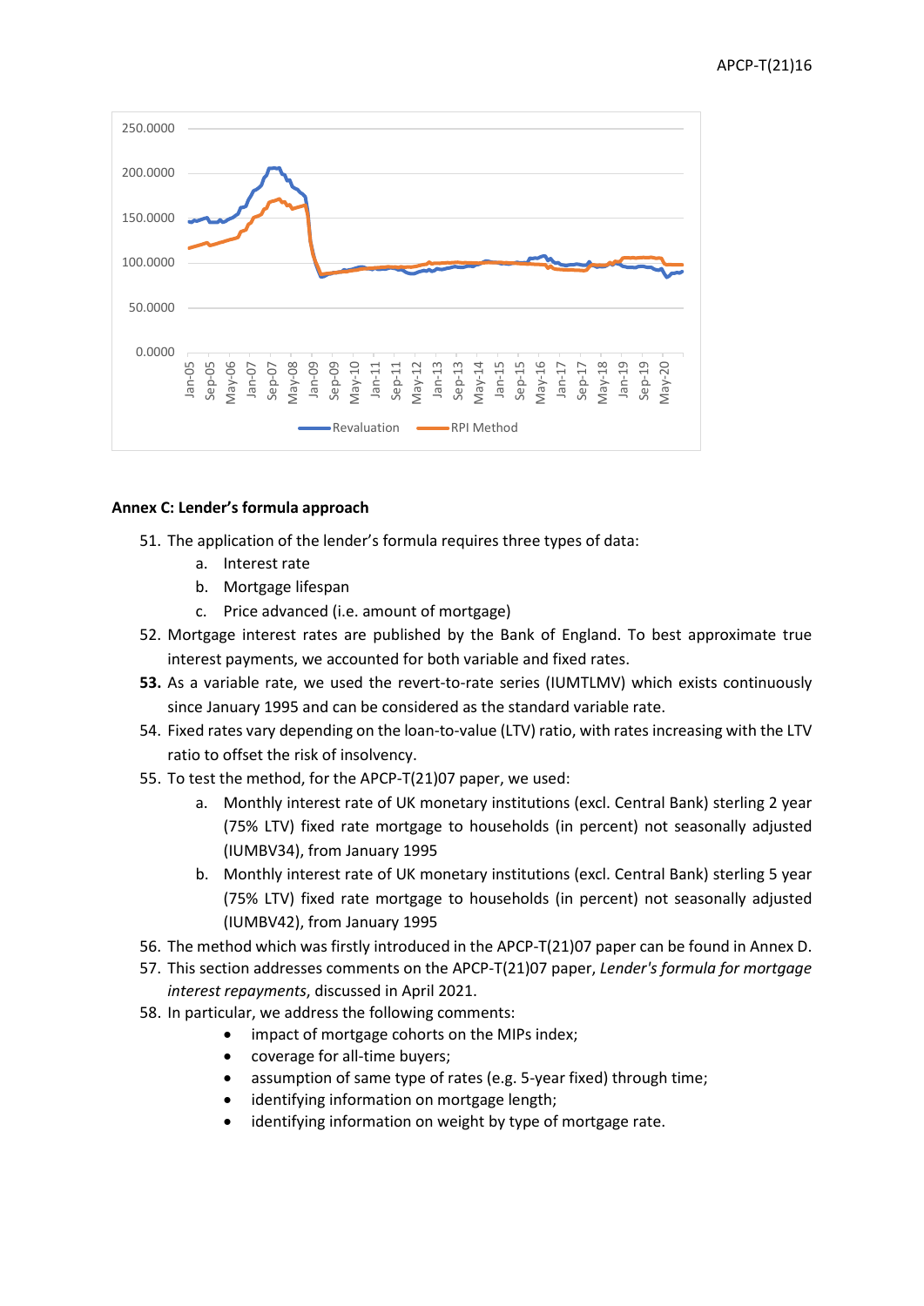## Annex C: Lender's formula approach

51. The application of the lender's formula requires three types of data:
    a. Interest rate
    b. Mortgage lifespan
    c. Price advanced (i.e. amount of mortgage)
52. Mortgage interest rates are published by the Bank of England. To best approximate true interest payments, we accounted for both variable and fixed rates.
53. As a variable rate, we used the revert-to-rate series (IUMTLMV) which exists continuously since January 1995 and can be considered as the standard variable rate.
54. Fixed rates vary depending on the loan-to-value (LTV) ratio, with rates increasing with the LTV ratio to offset the risk of insolvency.
55. To test the method, for the APCP-T(21)07 paper, we used:
    a. Monthly interest rate of UK monetary institutions (excl. Central Bank) sterling 2 year (75% LTV) fixed rate mortgage to households (in percent) not seasonally adjusted (IUMBV34), from January 1995
    b. Monthly interest rate of UK monetary institutions (excl. Central Bank) sterling 5 year (75% LTV) fixed rate mortgage to households (in percent) not seasonally adjusted (IUMBV42), from January 1995
56. The method which was firstly introduced in the APCP-T(21)07 paper can be found in Annex D.
57. This section addresses comments on the APCP-T(21)07 paper, *Lender's formula for mortgage interest repayments*, discussed in April 2021.
58. In particular, we address the following comments:
    - impact of mortgage cohorts on the MIPs index;
    - coverage for all-time buyers;
    - assumption of same type of rates (e.g. 5-year fixed) through time;
    - identifying information on mortgage length;
    - identifying information on weight by type of mortgage rate.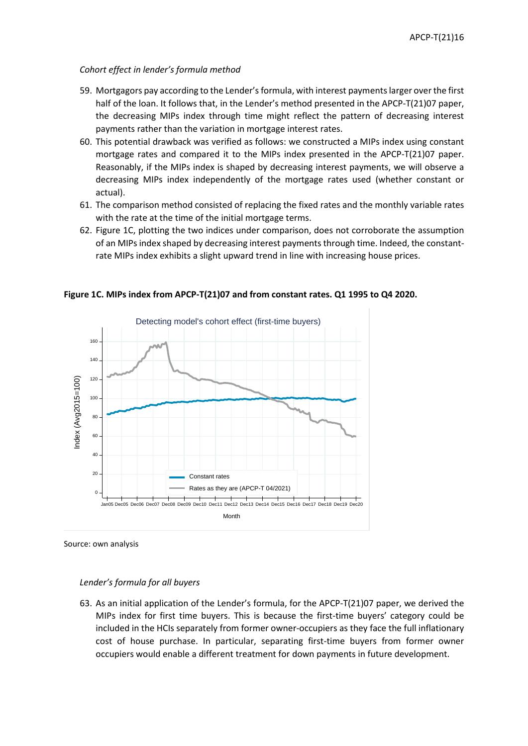*Cohort effect in lender's formula method*

59. Mortgagors pay according to the Lender's formula, with interest payments larger over the first half of the loan. It follows that, in the Lender's method presented in the APCP-T(21)07 paper, the decreasing MIPs index through time might reflect the pattern of decreasing interest payments rather than the variation in mortgage interest rates.
60. This potential drawback was verified as follows: we constructed a MIPs index using constant mortgage rates and compared it to the MIPs index presented in the APCP-T(21)07 paper. Reasonably, if the MIPs index is shaped by decreasing interest payments, we will observe a decreasing MIPs index independently of the mortgage rates used (whether constant or actual).
61. The comparison method consisted of replacing the fixed rates and the monthly variable rates with the rate at the time of the initial mortgage terms.
62. Figure 1C, plotting the two indices under comparison, does not corroborate the assumption of an MIPs index shaped by decreasing interest payments through time. Indeed, the constant-rate MIPs index exhibits a slight upward trend in line with increasing house prices.

**Figure 1C. MIPs index from APCP-T(21)07 and from constant rates. Q1 1995 to Q4 2020.**

Source: own analysis

*Lender's formula for all buyers*

63. As an initial application of the Lender's formula, for the APCP-T(21)07 paper, we derived the MIPs index for first time buyers. This is because the first-time buyers' category could be included in the HCIs separately from former owner-occupiers as they face the full inflationary cost of house purchase. In particular, separating first-time buyers from former owner occupiers would enable a different treatment for down payments in future development.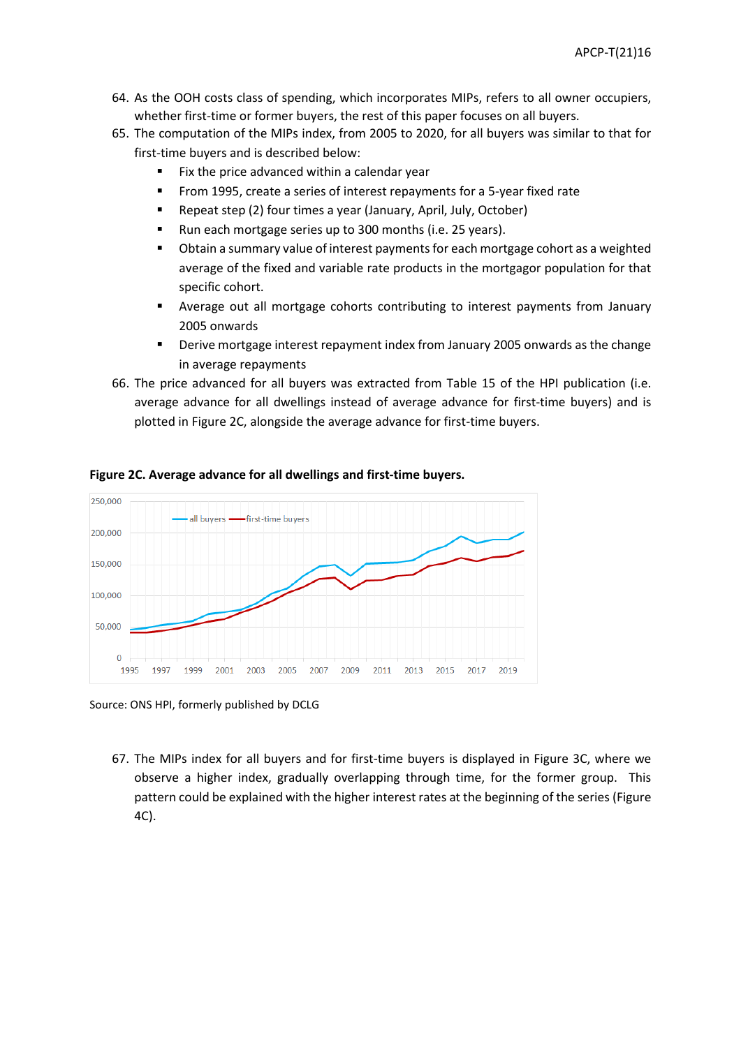64. As the OOH costs class of spending, which incorporates MIPs, refers to all owner occupiers, whether first-time or former buyers, the rest of this paper focuses on all buyers.
65. The computation of the MIPs index, from 2005 to 2020, for all buyers was similar to that for first-time buyers and is described below:
    - Fix the price advanced within a calendar year
    - From 1995, create a series of interest repayments for a 5-year fixed rate
    - Repeat step (2) four times a year (January, April, July, October)
    - Run each mortgage series up to 300 months (i.e. 25 years).
    - Obtain a summary value of interest payments for each mortgage cohort as a weighted average of the fixed and variable rate products in the mortgagor population for that specific cohort.
    - Average out all mortgage cohorts contributing to interest payments from January 2005 onwards
    - Derive mortgage interest repayment index from January 2005 onwards as the change in average repayments
66. The price advanced for all buyers was extracted from Table 15 of the HPI publication (i.e. average advance for all dwellings instead of average advance for first-time buyers) and is plotted in Figure 2C, alongside the average advance for first-time buyers.

**Figure 2C. Average advance for all dwellings and first-time buyers.**

Source: ONS HPI, formerly published by DCLG

67. The MIPs index for all buyers and for first-time buyers is displayed in Figure 3C, where we observe a higher index, gradually overlapping through time, for the former group. This pattern could be explained with the higher interest rates at the beginning of the series (Figure 4C).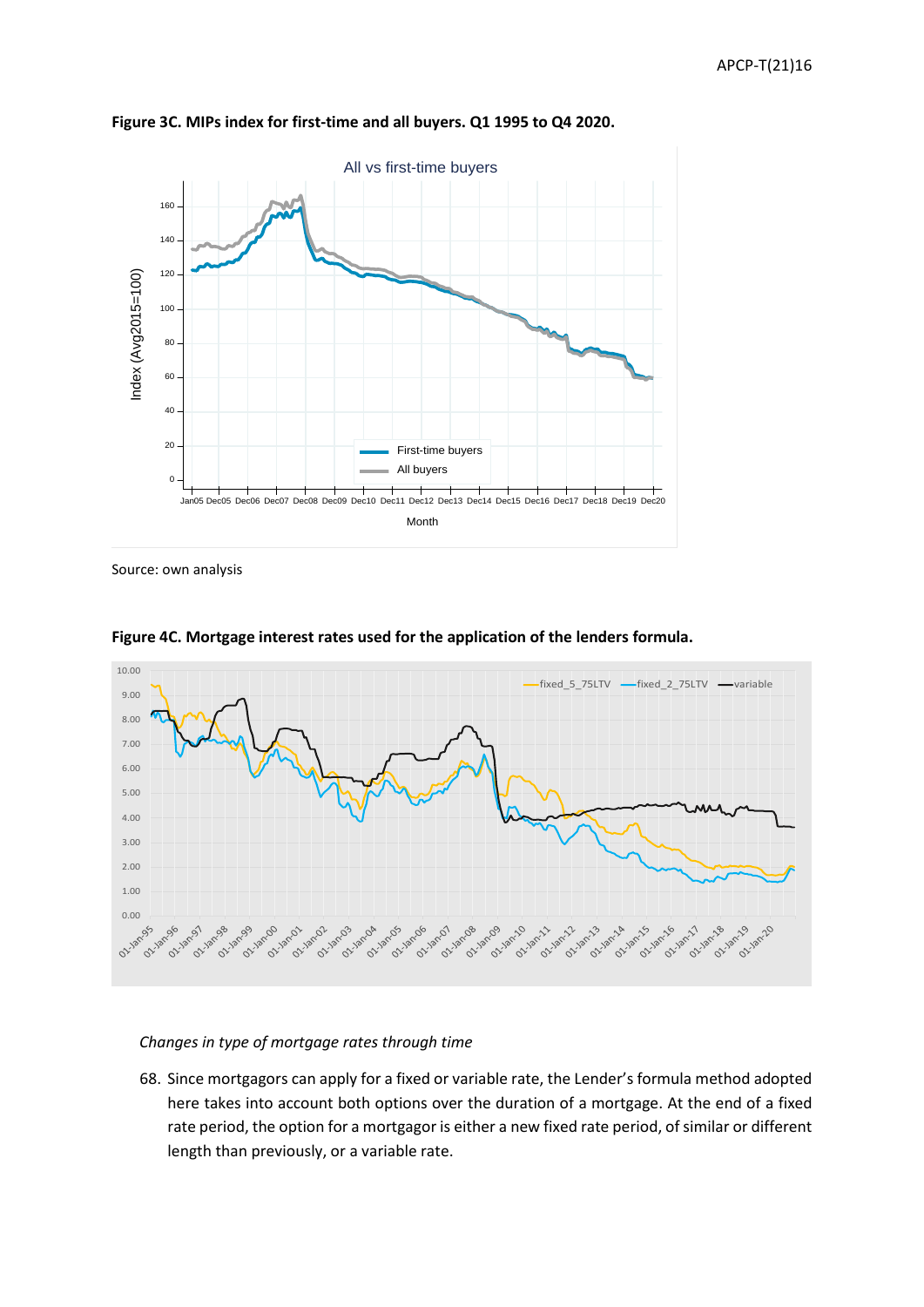**Figure 3C. MIPs index for first-time and all buyers. Q1 1995 to Q4 2020.**

Source: own analysis

**Figure 4C. Mortgage interest rates used for the application of the lenders formula.**

*Changes in type of mortgage rates through time*

68. Since mortgagors can apply for a fixed or variable rate, the Lender's formula method adopted here takes into account both options over the duration of a mortgage. At the end of a fixed rate period, the option for a mortgagor is either a new fixed rate period, of similar or different length than previously, or a variable rate.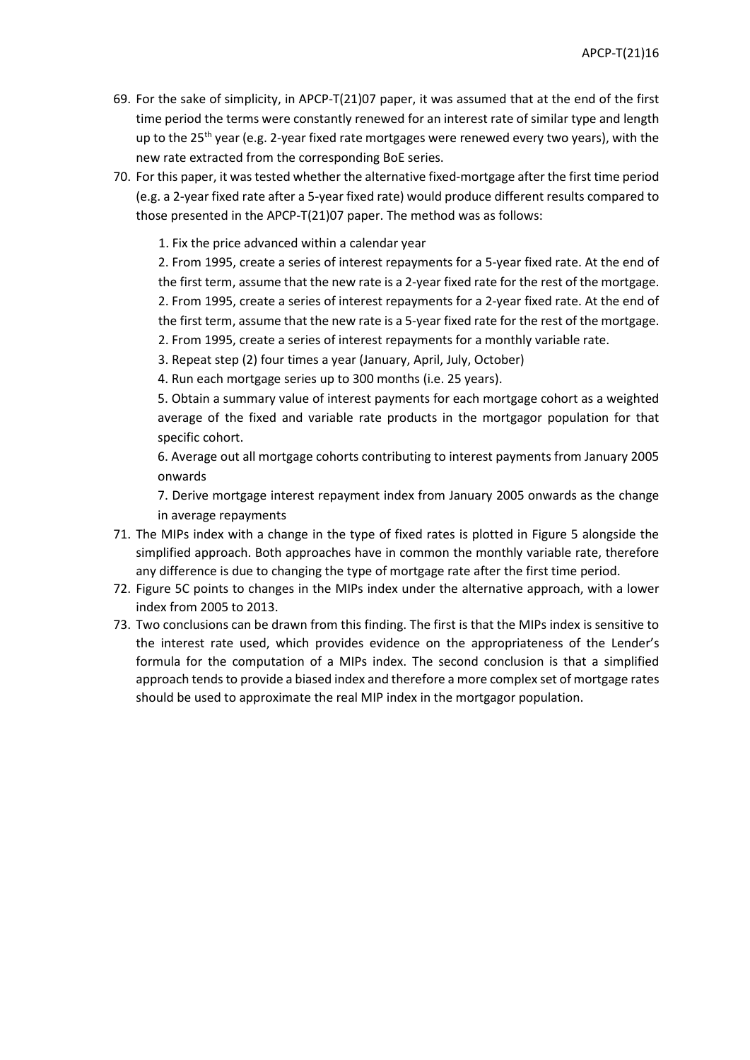69. For the sake of simplicity, in APCP-T(21)07 paper, it was assumed that at the end of the first time period the terms were constantly renewed for an interest rate of similar type and length up to the 25th year (e.g. 2-year fixed rate mortgages were renewed every two years), with the new rate extracted from the corresponding BoE series.
70. For this paper, it was tested whether the alternative fixed-mortgage after the first time period (e.g. a 2-year fixed rate after a 5-year fixed rate) would produce different results compared to those presented in the APCP-T(21)07 paper. The method was as follows:

    1. Fix the price advanced within a calendar year

    2. From 1995, create a series of interest repayments for a 5-year fixed rate. At the end of the first term, assume that the new rate is a 2-year fixed rate for the rest of the mortgage.

    2. From 1995, create a series of interest repayments for a 2-year fixed rate. At the end of the first term, assume that the new rate is a 5-year fixed rate for the rest of the mortgage.

    2. From 1995, create a series of interest repayments for a monthly variable rate.

    3. Repeat step (2) four times a year (January, April, July, October)

    4. Run each mortgage series up to 300 months (i.e. 25 years).

    5. Obtain a summary value of interest payments for each mortgage cohort as a weighted average of the fixed and variable rate products in the mortgagor population for that specific cohort.

    6. Average out all mortgage cohorts contributing to interest payments from January 2005 onwards

    7. Derive mortgage interest repayment index from January 2005 onwards as the change in average repayments

71. The MIPs index with a change in the type of fixed rates is plotted in Figure 5 alongside the simplified approach. Both approaches have in common the monthly variable rate, therefore any difference is due to changing the type of mortgage rate after the first time period.
72. Figure 5C points to changes in the MIPs index under the alternative approach, with a lower index from 2005 to 2013.
73. Two conclusions can be drawn from this finding. The first is that the MIPs index is sensitive to the interest rate used, which provides evidence on the appropriateness of the Lender's formula for the computation of a MIPs index. The second conclusion is that a simplified approach tends to provide a biased index and therefore a more complex set of mortgage rates should be used to approximate the real MIP index in the mortgagor population.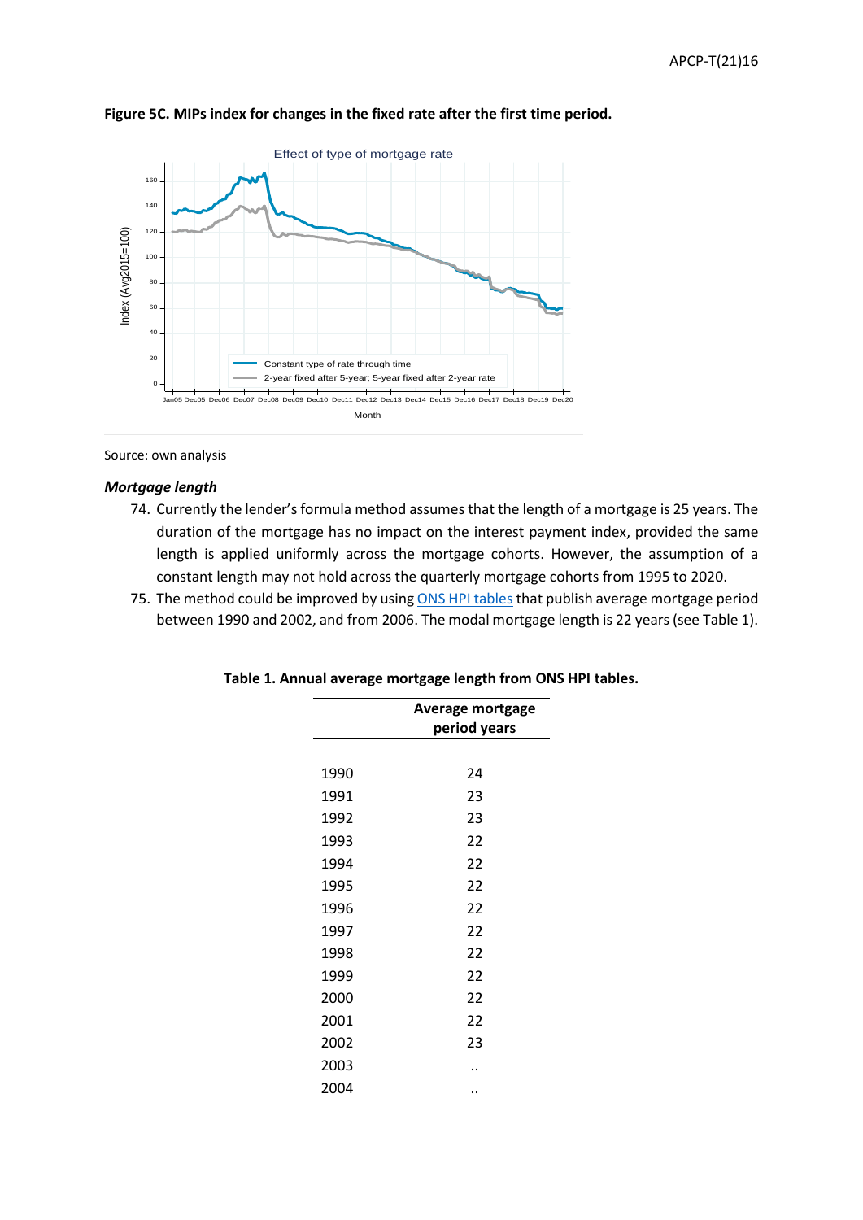**Figure 5C. MIPs index for changes in the fixed rate after the first time period.**

Source: own analysis

### *Mortgage length*

74. Currently the lender's formula method assumes that the length of a mortgage is 25 years. The duration of the mortgage has no impact on the interest payment index, provided the same length is applied uniformly across the mortgage cohorts. However, the assumption of a constant length may not hold across the quarterly mortgage cohorts from 1995 to 2020.
75. The method could be improved by using ONS HPI tables that publish average mortgage period between 1990 and 2002, and from 2006. The modal mortgage length is 22 years (see Table 1).

**Table 1. Annual average mortgage length from ONS HPI tables.**

| | Average mortgage period years |
|---|---|
| 1990 | 24 |
| 1991 | 23 |
| 1992 | 23 |
| 1993 | 22 |
| 1994 | 22 |
| 1995 | 22 |
| 1996 | 22 |
| 1997 | 22 |
| 1998 | 22 |
| 1999 | 22 |
| 2000 | 22 |
| 2001 | 22 |
| 2002 | 23 |
| 2003 | .. |
| 2004 | .. |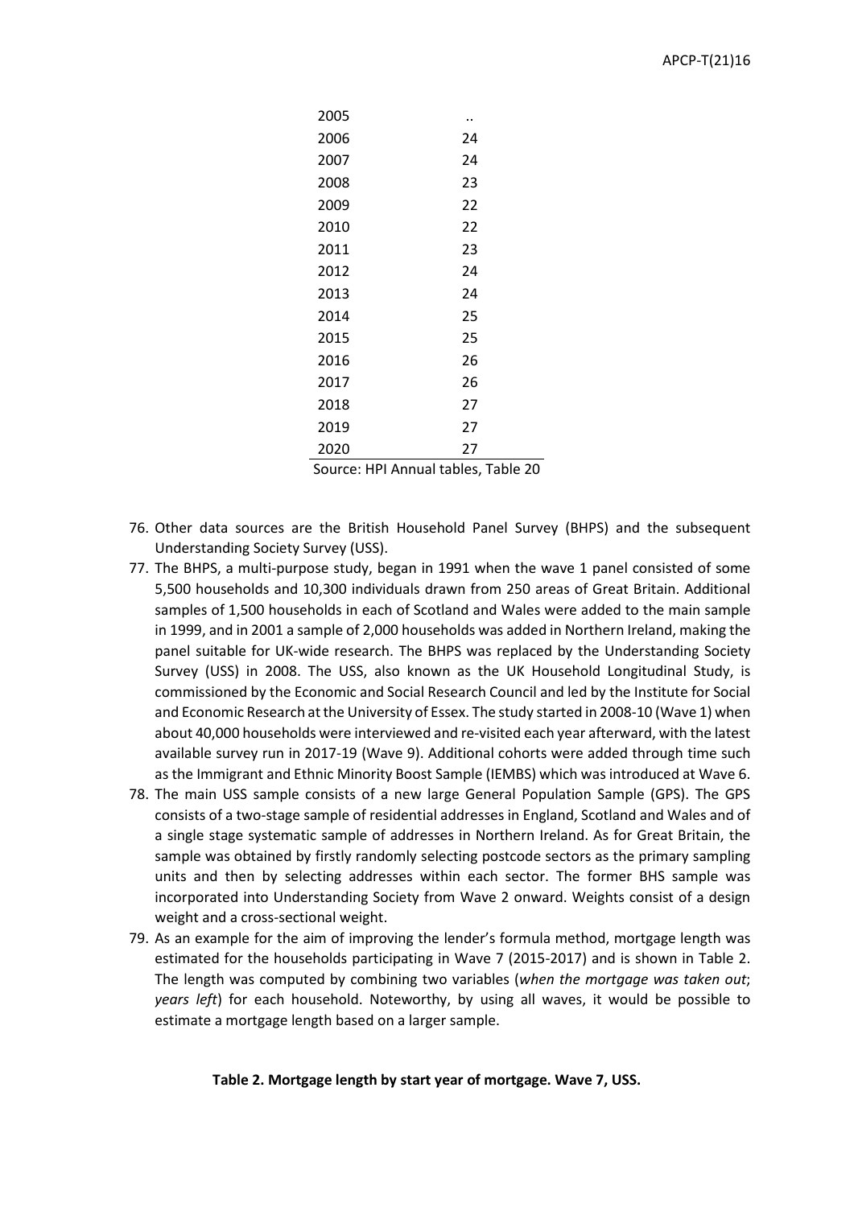| | |
|---|---|
| 2005 | .. |
| 2006 | 24 |
| 2007 | 24 |
| 2008 | 23 |
| 2009 | 22 |
| 2010 | 22 |
| 2011 | 23 |
| 2012 | 24 |
| 2013 | 24 |
| 2014 | 25 |
| 2015 | 25 |
| 2016 | 26 |
| 2017 | 26 |
| 2018 | 27 |
| 2019 | 27 |
| 2020 | 27 |

Source: HPI Annual tables, Table 20

76. Other data sources are the British Household Panel Survey (BHPS) and the subsequent Understanding Society Survey (USS).
77. The BHPS, a multi-purpose study, began in 1991 when the wave 1 panel consisted of some 5,500 households and 10,300 individuals drawn from 250 areas of Great Britain. Additional samples of 1,500 households in each of Scotland and Wales were added to the main sample in 1999, and in 2001 a sample of 2,000 households was added in Northern Ireland, making the panel suitable for UK-wide research. The BHPS was replaced by the Understanding Society Survey (USS) in 2008. The USS, also known as the UK Household Longitudinal Study, is commissioned by the Economic and Social Research Council and led by the Institute for Social and Economic Research at the University of Essex. The study started in 2008-10 (Wave 1) when about 40,000 households were interviewed and re-visited each year afterward, with the latest available survey run in 2017-19 (Wave 9). Additional cohorts were added through time such as the Immigrant and Ethnic Minority Boost Sample (IEMBS) which was introduced at Wave 6.
78. The main USS sample consists of a new large General Population Sample (GPS). The GPS consists of a two-stage sample of residential addresses in England, Scotland and Wales and of a single stage systematic sample of addresses in Northern Ireland. As for Great Britain, the sample was obtained by firstly randomly selecting postcode sectors as the primary sampling units and then by selecting addresses within each sector. The former BHS sample was incorporated into Understanding Society from Wave 2 onward. Weights consist of a design weight and a cross-sectional weight.
79. As an example for the aim of improving the lender's formula method, mortgage length was estimated for the households participating in Wave 7 (2015-2017) and is shown in Table 2. The length was computed by combining two variables (*when the mortgage was taken out*; *years left*) for each household. Noteworthy, by using all waves, it would be possible to estimate a mortgage length based on a larger sample.

**Table 2. Mortgage length by start year of mortgage. Wave 7, USS.**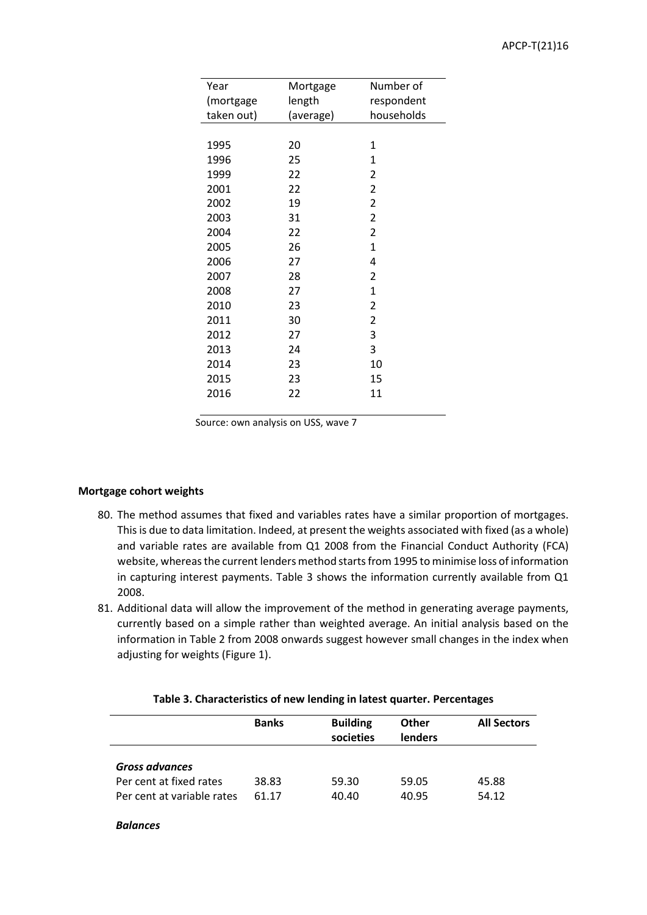| Year (mortgage taken out) | Mortgage length (average) | Number of respondent households |
|---|---|---|
| 1995 | 20 | 1 |
| 1996 | 25 | 1 |
| 1999 | 22 | 2 |
| 2001 | 22 | 2 |
| 2002 | 19 | 2 |
| 2003 | 31 | 2 |
| 2004 | 22 | 2 |
| 2005 | 26 | 1 |
| 2006 | 27 | 4 |
| 2007 | 28 | 2 |
| 2008 | 27 | 1 |
| 2010 | 23 | 2 |
| 2011 | 30 | 2 |
| 2012 | 27 | 3 |
| 2013 | 24 | 3 |
| 2014 | 23 | 10 |
| 2015 | 23 | 15 |
| 2016 | 22 | 11 |

Source: own analysis on USS, wave 7

**Mortgage cohort weights**

80. The method assumes that fixed and variables rates have a similar proportion of mortgages. This is due to data limitation. Indeed, at present the weights associated with fixed (as a whole) and variable rates are available from Q1 2008 from the Financial Conduct Authority (FCA) website, whereas the current lenders method starts from 1995 to minimise loss of information in capturing interest payments. Table 3 shows the information currently available from Q1 2008.
81. Additional data will allow the improvement of the method in generating average payments, currently based on a simple rather than weighted average. An initial analysis based on the information in Table 2 from 2008 onwards suggest however small changes in the index when adjusting for weights (Figure 1).

**Table 3. Characteristics of new lending in latest quarter. Percentages**

| | **Banks** | **Building societies** | **Other lenders** | **All Sectors** |
|---|---|---|---|---|
| ***Gross advances*** | | | | |
| Per cent at fixed rates | 38.83 | 59.30 | 59.05 | 45.88 |
| Per cent at variable rates | 61.17 | 40.40 | 40.95 | 54.12 |
| ***Balances*** | | | | |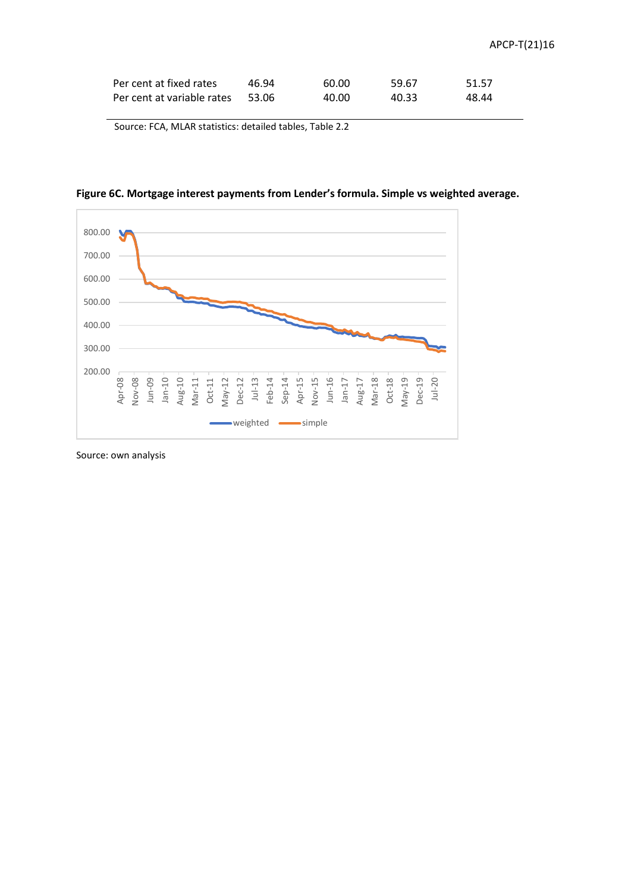| | | | | |
|---|---|---|---|---|
| Per cent at fixed rates | 46.94 | 60.00 | 59.67 | 51.57 |
| Per cent at variable rates | 53.06 | 40.00 | 40.33 | 48.44 |

Source: FCA, MLAR statistics: detailed tables, Table 2.2

**Figure 6C. Mortgage interest payments from Lender's formula. Simple vs weighted average.**

Source: own analysis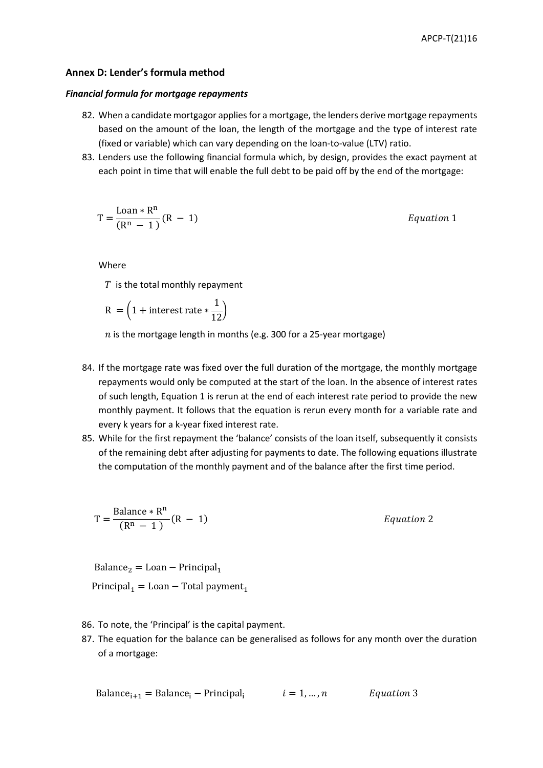## Annex D: Lender's formula method

### *Financial formula for mortgage repayments*

82. When a candidate mortgagor applies for a mortgage, the lenders derive mortgage repayments based on the amount of the loan, the length of the mortgage and the type of interest rate (fixed or variable) which can vary depending on the loan-to-value (LTV) ratio.
83. Lenders use the following financial formula which, by design, provides the exact payment at each point in time that will enable the full debt to be paid off by the end of the mortgage:

$$\mathrm{T} = \frac{\mathrm{Loan} * \mathrm{R}^{\mathrm{n}}}{(\mathrm{R}^{\mathrm{n}} - 1)}(\mathrm{R} - 1) \qquad \textit{Equation } 1$$

Where

$T$ is the total monthly repayment

$\mathrm{R} = \left(1 + \text{interest rate} * \frac{1}{12}\right)$

$n$ is the mortgage length in months (e.g. 300 for a 25-year mortgage)

84. If the mortgage rate was fixed over the full duration of the mortgage, the monthly mortgage repayments would only be computed at the start of the loan. In the absence of interest rates of such length, Equation 1 is rerun at the end of each interest rate period to provide the new monthly payment. It follows that the equation is rerun every month for a variable rate and every k years for a k-year fixed interest rate.
85. While for the first repayment the 'balance' consists of the loan itself, subsequently it consists of the remaining debt after adjusting for payments to date. The following equations illustrate the computation of the monthly payment and of the balance after the first time period.

$$\mathrm{T} = \frac{\mathrm{Balance} * \mathrm{R}^{\mathrm{n}}}{(\mathrm{R}^{\mathrm{n}} - 1)}(\mathrm{R} - 1) \qquad \textit{Equation } 2$$

$$\mathrm{Balance}_2 = \mathrm{Loan} - \mathrm{Principal}_1$$

$$\mathrm{Principal}_1 = \mathrm{Loan} - \text{Total payment}_1$$

86. To note, the 'Principal' is the capital payment.
87. The equation for the balance can be generalised as follows for any month over the duration of a mortgage:

$$\mathrm{Balance}_{\mathrm{i}+1} = \mathrm{Balance}_{\mathrm{i}} - \mathrm{Principal}_{\mathrm{i}} \qquad i = 1, \ldots, n \qquad \textit{Equation } 3$$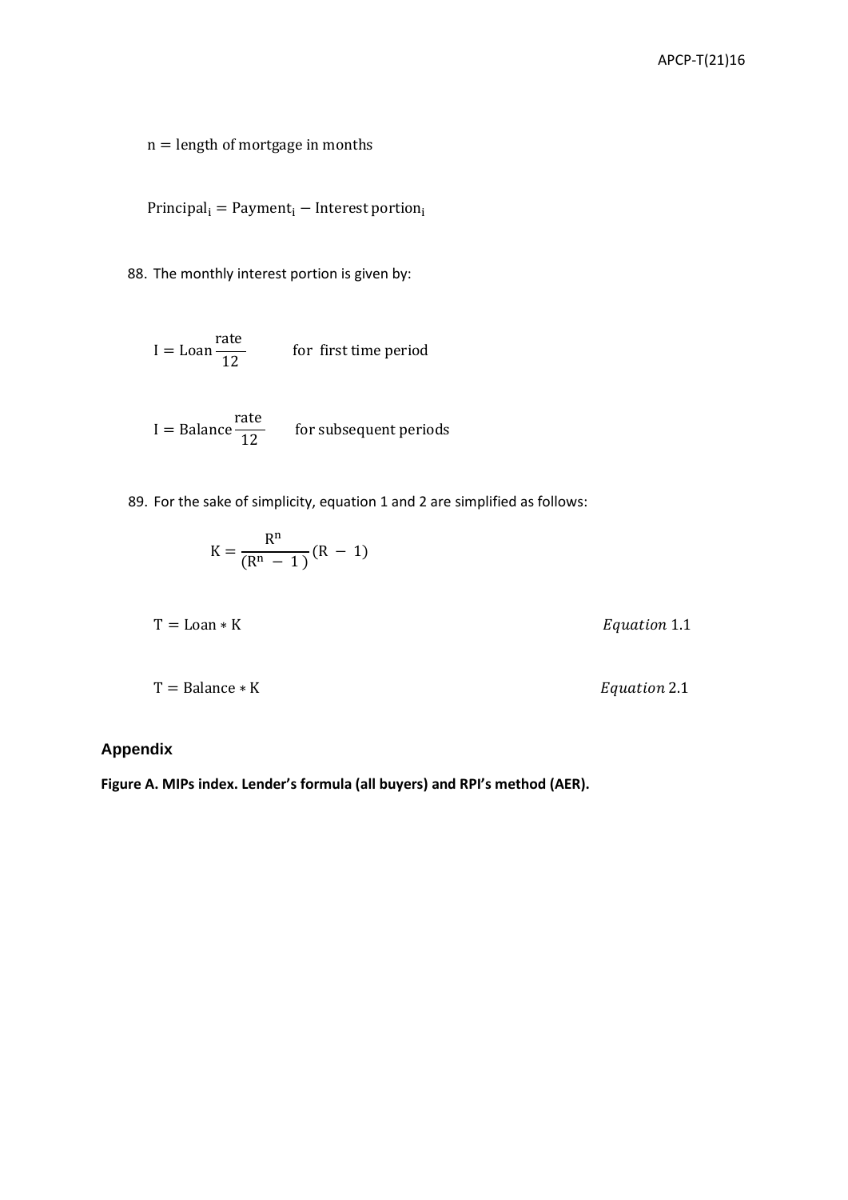$$\mathrm{n} = \text{length of mortgage in months}$$

$$\text{Principal}_\text{i} = \text{Payment}_\text{i} - \text{Interest portion}_\text{i}$$

88. The monthly interest portion is given by:

$$\mathrm{I} = \text{Loan}\frac{\text{rate}}{12} \qquad \text{for first time period}$$

$$\mathrm{I} = \text{Balance}\frac{\text{rate}}{12} \qquad \text{for subsequent periods}$$

89. For the sake of simplicity, equation 1 and 2 are simplified as follows:

$$\mathrm{K} = \frac{\mathrm{R}^\mathrm{n}}{(\mathrm{R}^\mathrm{n} - 1)}(\mathrm{R} - 1)$$

$$\mathrm{T} = \text{Loan} * \mathrm{K} \qquad \textit{Equation } 1.1$$

$$\mathrm{T} = \text{Balance} * \mathrm{K} \qquad \textit{Equation } 2.1$$

## Appendix

**Figure A. MIPs index. Lender's formula (all buyers) and RPI's method (AER).**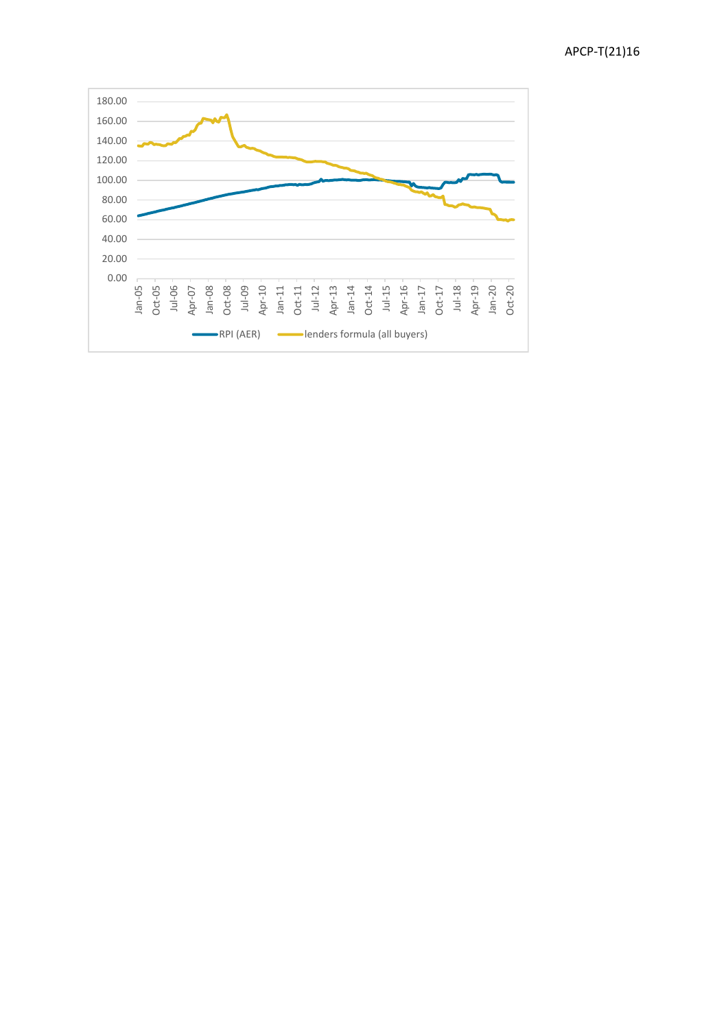180.00
160.00
140.00
120.00
100.00
80.00
60.00
40.00
20.00
0.00

Jan-05
Oct-05
Jul-06
Apr-07
Jan-08
Oct-08
Jul-09
Apr-10
Jan-11
Oct-11
Jul-12
Apr-13
Jan-14
Oct-14
Jul-15
Apr-16
Jan-17
Oct-17
Jul-18
Apr-19
Jan-20
Oct-20

RPI (AER)
lenders formula (all buyers)